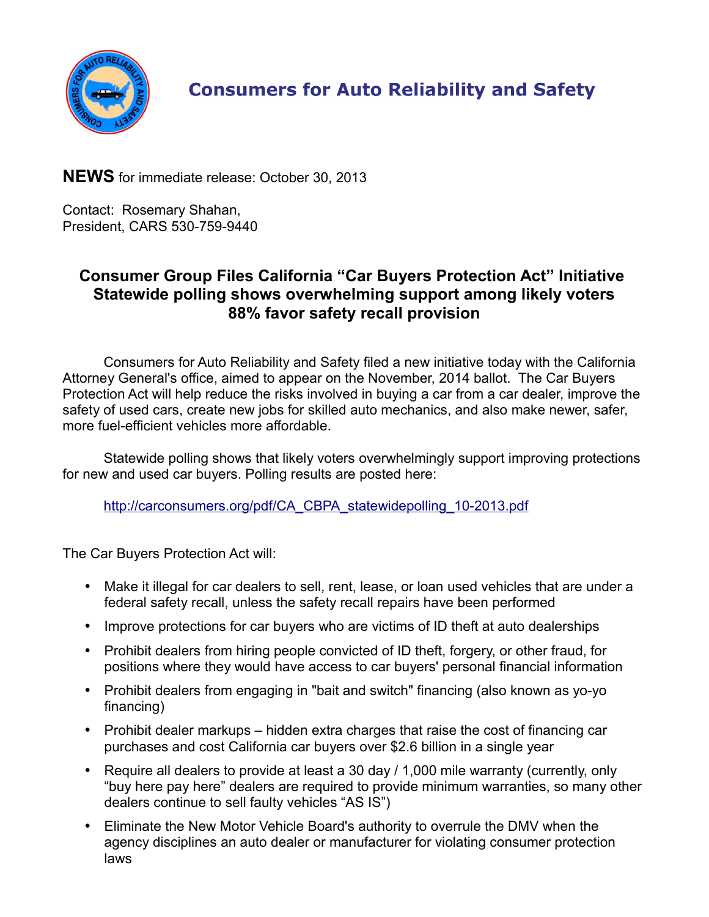# Consumers for Auto Reliability and Safety

**NEWS** for immediate release: October 30, 2013

Contact: Rosemary Shahan,
President, CARS 530-759-9440

## Consumer Group Files California "Car Buyers Protection Act" Initiative
## Statewide polling shows overwhelming support among likely voters
## 88% favor safety recall provision

Consumers for Auto Reliability and Safety filed a new initiative today with the California Attorney General's office, aimed to appear on the November, 2014 ballot. The Car Buyers Protection Act will help reduce the risks involved in buying a car from a car dealer, improve the safety of used cars, create new jobs for skilled auto mechanics, and also make newer, safer, more fuel-efficient vehicles more affordable.

Statewide polling shows that likely voters overwhelmingly support improving protections for new and used car buyers. Polling results are posted here:

http://carconsumers.org/pdf/CA_CBPA_statewidepolling_10-2013.pdf

The Car Buyers Protection Act will:

- Make it illegal for car dealers to sell, rent, lease, or loan used vehicles that are under a federal safety recall, unless the safety recall repairs have been performed
- Improve protections for car buyers who are victims of ID theft at auto dealerships
- Prohibit dealers from hiring people convicted of ID theft, forgery, or other fraud, for positions where they would have access to car buyers' personal financial information
- Prohibit dealers from engaging in "bait and switch" financing (also known as yo-yo financing)
- Prohibit dealer markups – hidden extra charges that raise the cost of financing car purchases and cost California car buyers over $2.6 billion in a single year
- Require all dealers to provide at least a 30 day / 1,000 mile warranty (currently, only "buy here pay here" dealers are required to provide minimum warranties, so many other dealers continue to sell faulty vehicles "AS IS")
- Eliminate the New Motor Vehicle Board's authority to overrule the DMV when the agency disciplines an auto dealer or manufacturer for violating consumer protection laws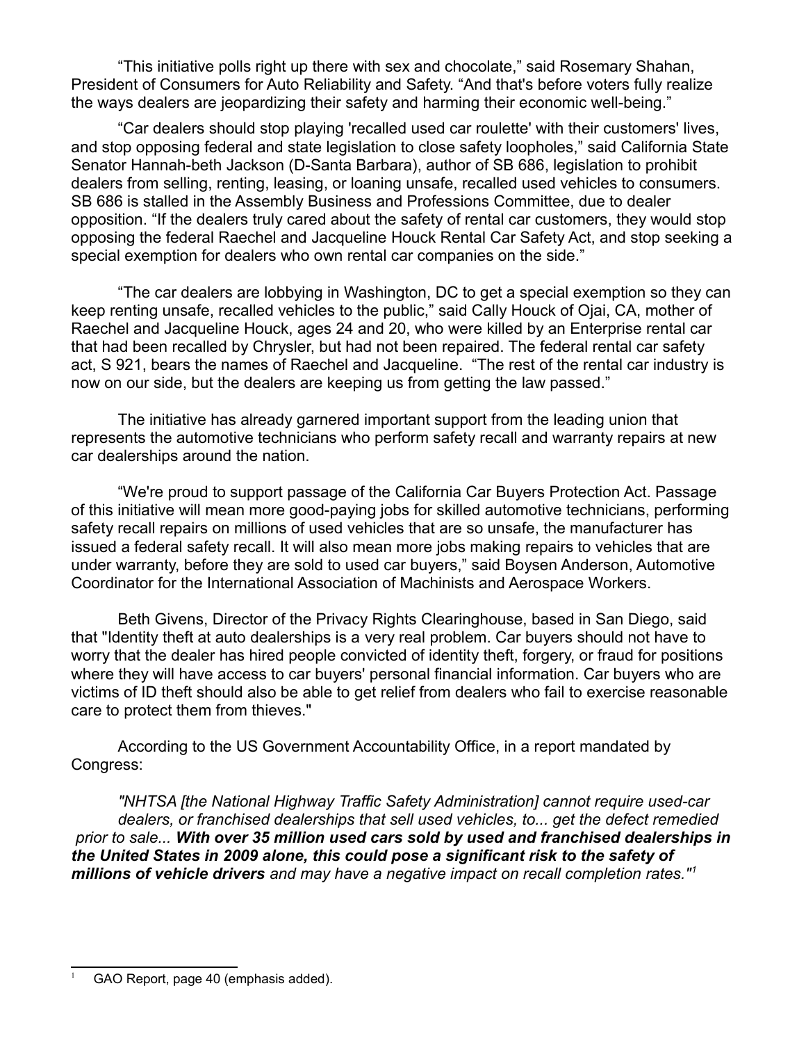"This initiative polls right up there with sex and chocolate," said Rosemary Shahan, President of Consumers for Auto Reliability and Safety. "And that's before voters fully realize the ways dealers are jeopardizing their safety and harming their economic well-being."

"Car dealers should stop playing 'recalled used car roulette' with their customers' lives, and stop opposing federal and state legislation to close safety loopholes," said California State Senator Hannah-beth Jackson (D-Santa Barbara), author of SB 686, legislation to prohibit dealers from selling, renting, leasing, or loaning unsafe, recalled used vehicles to consumers. SB 686 is stalled in the Assembly Business and Professions Committee, due to dealer opposition. "If the dealers truly cared about the safety of rental car customers, they would stop opposing the federal Raechel and Jacqueline Houck Rental Car Safety Act, and stop seeking a special exemption for dealers who own rental car companies on the side."

"The car dealers are lobbying in Washington, DC to get a special exemption so they can keep renting unsafe, recalled vehicles to the public," said Cally Houck of Ojai, CA, mother of Raechel and Jacqueline Houck, ages 24 and 20, who were killed by an Enterprise rental car that had been recalled by Chrysler, but had not been repaired. The federal rental car safety act, S 921, bears the names of Raechel and Jacqueline. "The rest of the rental car industry is now on our side, but the dealers are keeping us from getting the law passed."

The initiative has already garnered important support from the leading union that represents the automotive technicians who perform safety recall and warranty repairs at new car dealerships around the nation.

"We're proud to support passage of the California Car Buyers Protection Act. Passage of this initiative will mean more good-paying jobs for skilled automotive technicians, performing safety recall repairs on millions of used vehicles that are so unsafe, the manufacturer has issued a federal safety recall. It will also mean more jobs making repairs to vehicles that are under warranty, before they are sold to used car buyers," said Boysen Anderson, Automotive Coordinator for the International Association of Machinists and Aerospace Workers.

Beth Givens, Director of the Privacy Rights Clearinghouse, based in San Diego, said that "Identity theft at auto dealerships is a very real problem. Car buyers should not have to worry that the dealer has hired people convicted of identity theft, forgery, or fraud for positions where they will have access to car buyers' personal financial information. Car buyers who are victims of ID theft should also be able to get relief from dealers who fail to exercise reasonable care to protect them from thieves."

According to the US Government Accountability Office, in a report mandated by Congress:

*"NHTSA [the National Highway Traffic Safety Administration] cannot require used-car dealers, or franchised dealerships that sell used vehicles, to... get the defect remedied prior to sale...* ***With over 35 million used cars sold by used and franchised dealerships in the United States in 2009 alone, this could pose a significant risk to the safety of millions of vehicle drivers*** *and may have a negative impact on recall completion rates."*[1]

[1] GAO Report, page 40 (emphasis added).